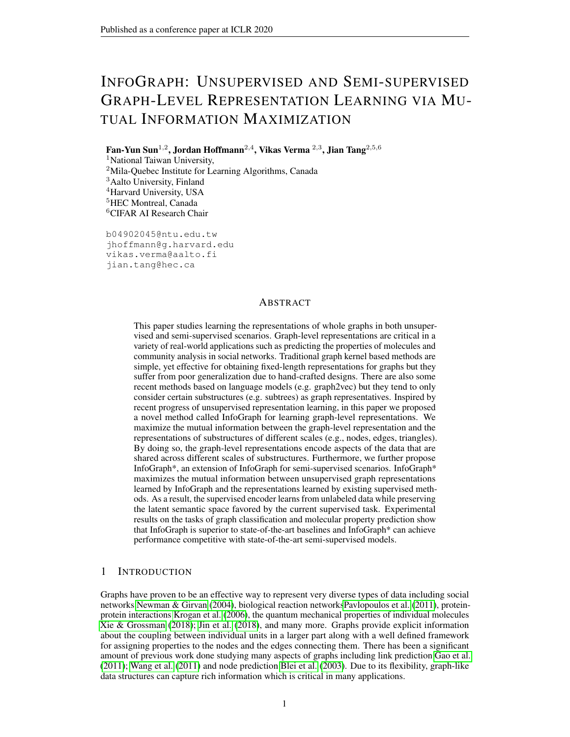# InfoGraph: Unsupervised and Semi-supervised Graph-Level Representation Learning via Mutual Information Maximization

**Fan-Yun Sun**[1,2], **Jordan Hoffmann**[2,4], **Vikas Verma** [2,3], **Jian Tang**[2,5,6]

[1]National Taiwan University,
[2]Mila-Quebec Institute for Learning Algorithms, Canada
[3]Aalto University, Finland
[4]Harvard University, USA
[5]HEC Montreal, Canada
[6]CIFAR AI Research Chair

b04902045@ntu.edu.tw
jhoffmann@g.harvard.edu
vikas.verma@aalto.fi
jian.tang@hec.ca

## Abstract

This paper studies learning the representations of whole graphs in both unsupervised and semi-supervised scenarios. Graph-level representations are critical in a variety of real-world applications such as predicting the properties of molecules and community analysis in social networks. Traditional graph kernel based methods are simple, yet effective for obtaining fixed-length representations for graphs but they suffer from poor generalization due to hand-crafted designs. There are also some recent methods based on language models (e.g. graph2vec) but they tend to only consider certain substructures (e.g. subtrees) as graph representatives. Inspired by recent progress of unsupervised representation learning, in this paper we proposed a novel method called InfoGraph for learning graph-level representations. We maximize the mutual information between the graph-level representation and the representations of substructures of different scales (e.g., nodes, edges, triangles). By doing so, the graph-level representations encode aspects of the data that are shared across different scales of substructures. Furthermore, we further propose InfoGraph*, an extension of InfoGraph for semi-supervised scenarios. InfoGraph* maximizes the mutual information between unsupervised graph representations learned by InfoGraph and the representations learned by existing supervised methods. As a result, the supervised encoder learns from unlabeled data while preserving the latent semantic space favored by the current supervised task. Experimental results on the tasks of graph classification and molecular property prediction show that InfoGraph is superior to state-of-the-art baselines and InfoGraph* can achieve performance competitive with state-of-the-art semi-supervised models.

## 1 Introduction

Graphs have proven to be an effective way to represent very diverse types of data including social networks Newman & Girvan (2004), biological reaction networksPavlopoulos et al. (2011), protein-protein interactions Krogan et al. (2006), the quantum mechanical properties of individual molecules Xie & Grossman (2018); Jin et al. (2018), and many more. Graphs provide explicit information about the coupling between individual units in a larger part along with a well defined framework for assigning properties to the nodes and the edges connecting them. There has been a significant amount of previous work done studying many aspects of graphs including link prediction Gao et al. (2011); Wang et al. (2011) and node prediction Blei et al. (2003). Due to its flexibility, graph-like data structures can capture rich information which is critical in many applications.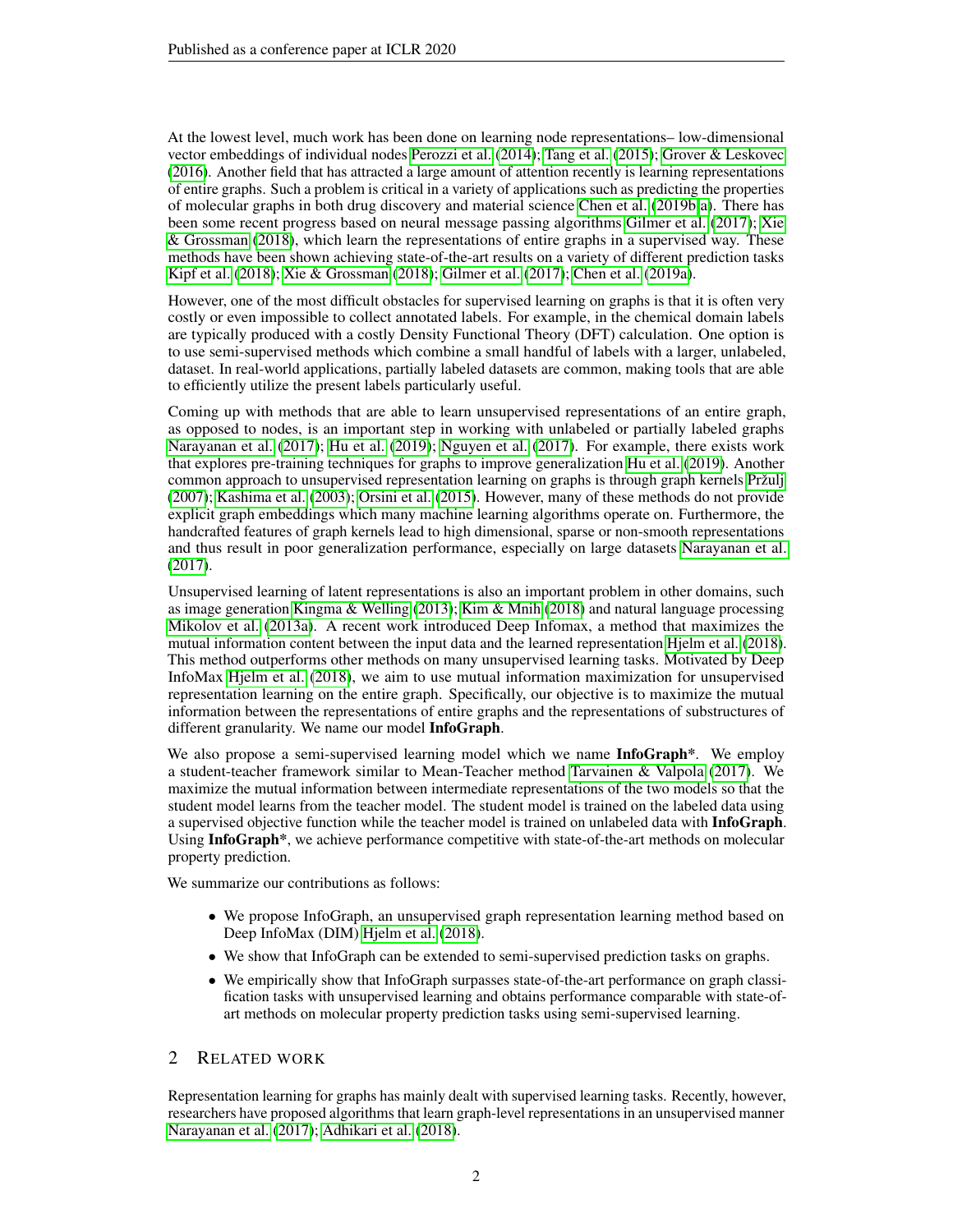At the lowest level, much work has been done on learning node representations– low-dimensional vector embeddings of individual nodes Perozzi et al. (2014); Tang et al. (2015); Grover & Leskovec (2016). Another field that has attracted a large amount of attention recently is learning representations of entire graphs. Such a problem is critical in a variety of applications such as predicting the properties of molecular graphs in both drug discovery and material science Chen et al. (2019b;a). There has been some recent progress based on neural message passing algorithms Gilmer et al. (2017); Xie & Grossman (2018), which learn the representations of entire graphs in a supervised way. These methods have been shown achieving state-of-the-art results on a variety of different prediction tasks Kipf et al. (2018); Xie & Grossman (2018); Gilmer et al. (2017); Chen et al. (2019a).

However, one of the most difficult obstacles for supervised learning on graphs is that it is often very costly or even impossible to collect annotated labels. For example, in the chemical domain labels are typically produced with a costly Density Functional Theory (DFT) calculation. One option is to use semi-supervised methods which combine a small handful of labels with a larger, unlabeled, dataset. In real-world applications, partially labeled datasets are common, making tools that are able to efficiently utilize the present labels particularly useful.

Coming up with methods that are able to learn unsupervised representations of an entire graph, as opposed to nodes, is an important step in working with unlabeled or partially labeled graphs Narayanan et al. (2017); Hu et al. (2019); Nguyen et al. (2017). For example, there exists work that explores pre-training techniques for graphs to improve generalization Hu et al. (2019). Another common approach to unsupervised representation learning on graphs is through graph kernels Pržulj (2007); Kashima et al. (2003); Orsini et al. (2015). However, many of these methods do not provide explicit graph embeddings which many machine learning algorithms operate on. Furthermore, the handcrafted features of graph kernels lead to high dimensional, sparse or non-smooth representations and thus result in poor generalization performance, especially on large datasets Narayanan et al. (2017).

Unsupervised learning of latent representations is also an important problem in other domains, such as image generation Kingma & Welling (2013); Kim & Mnih (2018) and natural language processing Mikolov et al. (2013a). A recent work introduced Deep Infomax, a method that maximizes the mutual information content between the input data and the learned representation Hjelm et al. (2018). This method outperforms other methods on many unsupervised learning tasks. Motivated by Deep InfoMax Hjelm et al. (2018), we aim to use mutual information maximization for unsupervised representation learning on the entire graph. Specifically, our objective is to maximize the mutual information between the representations of entire graphs and the representations of substructures of different granularity. We name our model **InfoGraph**.

We also propose a semi-supervised learning model which we name **InfoGraph\***. We employ a student-teacher framework similar to Mean-Teacher method Tarvainen & Valpola (2017). We maximize the mutual information between intermediate representations of the two models so that the student model learns from the teacher model. The student model is trained on the labeled data using a supervised objective function while the teacher model is trained on unlabeled data with **InfoGraph**. Using **InfoGraph\***, we achieve performance competitive with state-of-the-art methods on molecular property prediction.

We summarize our contributions as follows:

- We propose InfoGraph, an unsupervised graph representation learning method based on Deep InfoMax (DIM) Hjelm et al. (2018).
- We show that InfoGraph can be extended to semi-supervised prediction tasks on graphs.
- We empirically show that InfoGraph surpasses state-of-the-art performance on graph classification tasks with unsupervised learning and obtains performance comparable with state-of-art methods on molecular property prediction tasks using semi-supervised learning.

## 2 Related work

Representation learning for graphs has mainly dealt with supervised learning tasks. Recently, however, researchers have proposed algorithms that learn graph-level representations in an unsupervised manner Narayanan et al. (2017); Adhikari et al. (2018).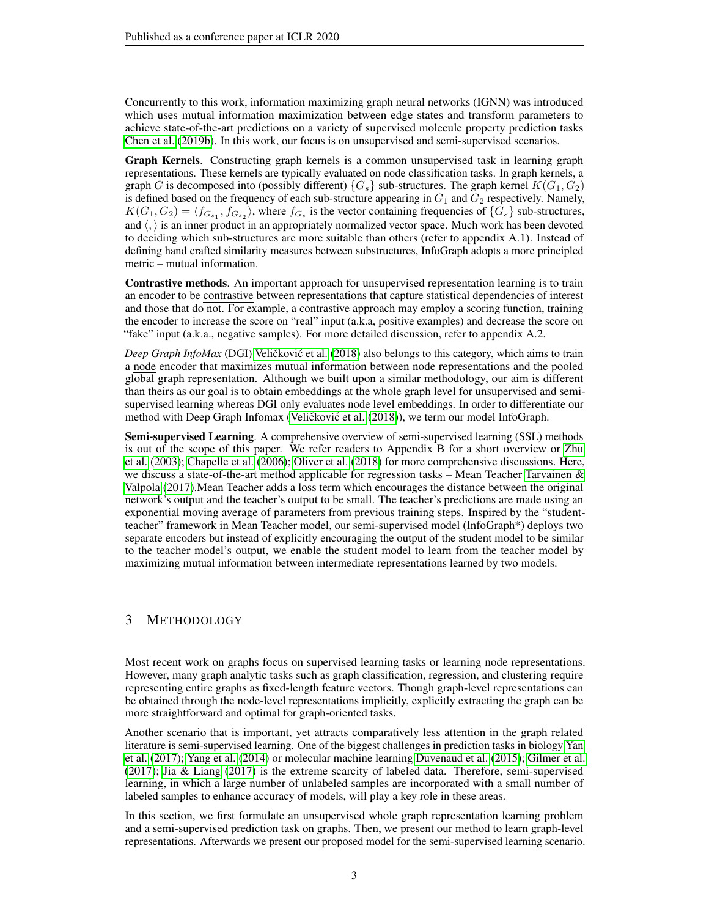Concurrently to this work, information maximizing graph neural networks (IGNN) was introduced which uses mutual information maximization between edge states and transform parameters to achieve state-of-the-art predictions on a variety of supervised molecule property prediction tasks Chen et al. (2019b). In this work, our focus is on unsupervised and semi-supervised scenarios.

**Graph Kernels**. Constructing graph kernels is a common unsupervised task in learning graph representations. These kernels are typically evaluated on node classification tasks. In graph kernels, a graph $G$ is decomposed into (possibly different) $\{G_s\}$ sub-structures. The graph kernel $K(G_1, G_2)$ is defined based on the frequency of each sub-structure appearing in $G_1$ and $G_2$ respectively. Namely, $K(G_1, G_2) = \langle f_{G_{s_1}}, f_{G_{s_2}} \rangle$, where $f_{G_s}$ is the vector containing frequencies of $\{G_s\}$ sub-structures, and $\langle , \rangle$ is an inner product in an appropriately normalized vector space. Much work has been devoted to deciding which sub-structures are more suitable than others (refer to appendix A.1). Instead of defining hand crafted similarity measures between substructures, InfoGraph adopts a more principled metric – mutual information.

**Contrastive methods**. An important approach for unsupervised representation learning is to train an encoder to be contrastive between representations that capture statistical dependencies of interest and those that do not. For example, a contrastive approach may employ a scoring function, training the encoder to increase the score on "real" input (a.k.a, positive examples) and decrease the score on "fake" input (a.k.a., negative samples). For more detailed discussion, refer to appendix A.2.

*Deep Graph InfoMax* (DGI) Veličković et al. (2018) also belongs to this category, which aims to train a node encoder that maximizes mutual information between node representations and the pooled global graph representation. Although we built upon a similar methodology, our aim is different than theirs as our goal is to obtain embeddings at the whole graph level for unsupervised and semi-supervised learning whereas DGI only evaluates node level embeddings. In order to differentiate our method with Deep Graph Infomax (Veličković et al. (2018)), we term our model InfoGraph.

**Semi-supervised Learning**. A comprehensive overview of semi-supervised learning (SSL) methods is out of the scope of this paper. We refer readers to Appendix B for a short overview or Zhu et al. (2003); Chapelle et al. (2006); Oliver et al. (2018) for more comprehensive discussions. Here, we discuss a state-of-the-art method applicable for regression tasks – Mean Teacher Tarvainen & Valpola (2017).Mean Teacher adds a loss term which encourages the distance between the original network's output and the teacher's output to be small. The teacher's predictions are made using an exponential moving average of parameters from previous training steps. Inspired by the "student-teacher" framework in Mean Teacher model, our semi-supervised model (InfoGraph*) deploys two separate encoders but instead of explicitly encouraging the output of the student model to be similar to the teacher model's output, we enable the student model to learn from the teacher model by maximizing mutual information between intermediate representations learned by two models.

## 3 Methodology

Most recent work on graphs focus on supervised learning tasks or learning node representations. However, many graph analytic tasks such as graph classification, regression, and clustering require representing entire graphs as fixed-length feature vectors. Though graph-level representations can be obtained through the node-level representations implicitly, explicitly extracting the graph can be more straightforward and optimal for graph-oriented tasks.

Another scenario that is important, yet attracts comparatively less attention in the graph related literature is semi-supervised learning. One of the biggest challenges in prediction tasks in biology Yan et al. (2017); Yang et al. (2014) or molecular machine learning Duvenaud et al. (2015); Gilmer et al. (2017); Jia & Liang (2017) is the extreme scarcity of labeled data. Therefore, semi-supervised learning, in which a large number of unlabeled samples are incorporated with a small number of labeled samples to enhance accuracy of models, will play a key role in these areas.

In this section, we first formulate an unsupervised whole graph representation learning problem and a semi-supervised prediction task on graphs. Then, we present our method to learn graph-level representations. Afterwards we present our proposed model for the semi-supervised learning scenario.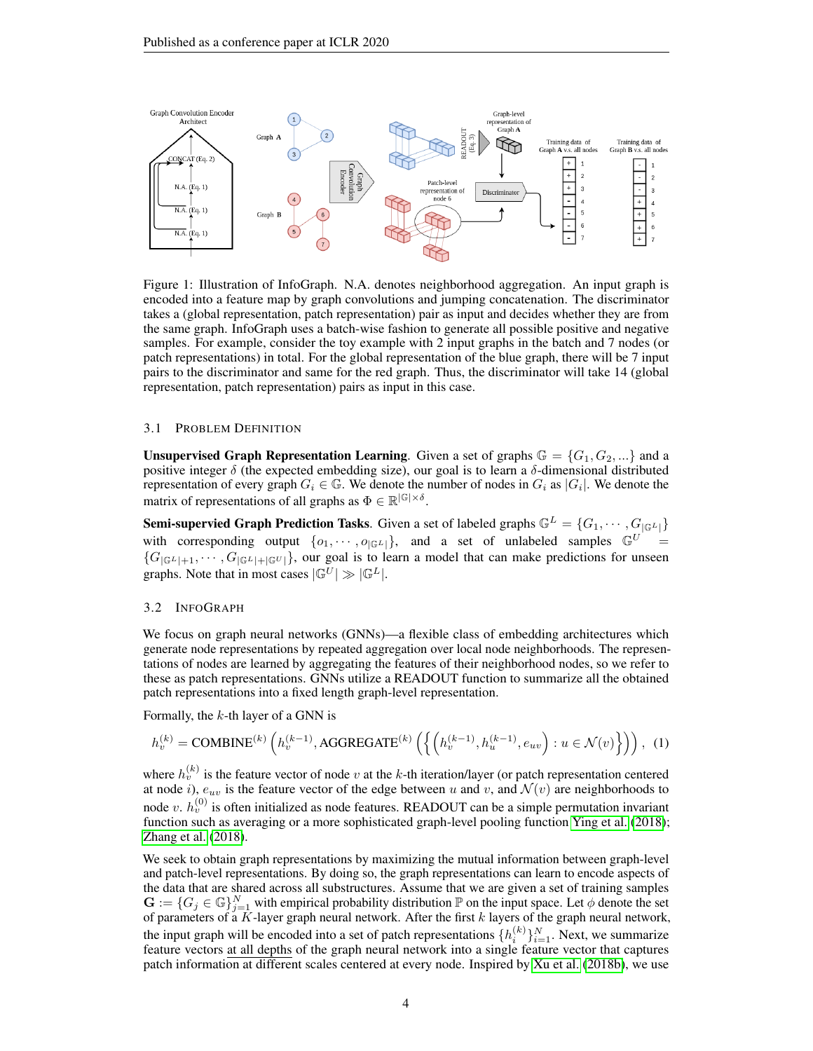Figure 1: Illustration of InfoGraph. N.A. denotes neighborhood aggregation. An input graph is encoded into a feature map by graph convolutions and jumping concatenation. The discriminator takes a (global representation, patch representation) pair as input and decides whether they are from the same graph. InfoGraph uses a batch-wise fashion to generate all possible positive and negative samples. For example, consider the toy example with 2 input graphs in the batch and 7 nodes (or patch representations) in total. For the global representation of the blue graph, there will be 7 input pairs to the discriminator and same for the red graph. Thus, the discriminator will take 14 (global representation, patch representation) pairs as input in this case.

### 3.1 Problem Definition

**Unsupervised Graph Representation Learning**. Given a set of graphs $\mathbb{G} = \{G_1, G_2, ...\}$ and a positive integer $\delta$ (the expected embedding size), our goal is to learn a $\delta$-dimensional distributed representation of every graph $G_i \in \mathbb{G}$. We denote the number of nodes in $G_i$ as $|G_i|$. We denote the matrix of representations of all graphs as $\Phi \in \mathbb{R}^{|\mathbb{G}| \times \delta}$.

**Semi-supervised Graph Prediction Tasks**. Given a set of labeled graphs $\mathbb{G}^L = \{G_1, \cdots, G_{|\mathbb{G}^L|}\}$ with corresponding output $\{o_1, \cdots, o_{|\mathbb{G}^L|}\}$, and a set of unlabeled samples $\mathbb{G}^U = \{G_{|\mathbb{G}^L|+1}, \cdots, G_{|\mathbb{G}^L|+|\mathbb{G}^U|}\}$, our goal is to learn a model that can make predictions for unseen graphs. Note that in most cases $|\mathbb{G}^U| \gg |\mathbb{G}^L|$.

### 3.2 InfoGraph

We focus on graph neural networks (GNNs)—a flexible class of embedding architectures which generate node representations by repeated aggregation over local node neighborhoods. The representations of nodes are learned by aggregating the features of their neighborhood nodes, so we refer to these as patch representations. GNNs utilize a READOUT function to summarize all the obtained patch representations into a fixed length graph-level representation.

Formally, the $k$-th layer of a GNN is

$$h_v^{(k)} = \text{COMBINE}^{(k)}\left(h_v^{(k-1)}, \text{AGGREGATE}^{(k)}\left(\left\{\left(h_v^{(k-1)}, h_u^{(k-1)}, e_{uv}\right) : u \in \mathcal{N}(v)\right\}\right)\right), \quad (1)$$

where $h_v^{(k)}$ is the feature vector of node $v$ at the $k$-th iteration/layer (or patch representation centered at node $i$), $e_{uv}$ is the feature vector of the edge between $u$ and $v$, and $\mathcal{N}(v)$ are neighborhoods to node $v$. $h_v^{(0)}$ is often initialized as node features. READOUT can be a simple permutation invariant function such as averaging or a more sophisticated graph-level pooling function Ying et al. (2018); Zhang et al. (2018).

We seek to obtain graph representations by maximizing the mutual information between graph-level and patch-level representations. By doing so, the graph representations can learn to encode aspects of the data that are shared across all substructures. Assume that we are given a set of training samples $\mathbf{G} := \{G_j \in \mathbb{G}\}_{j=1}^N$ with empirical probability distribution $\mathbb{P}$ on the input space. Let $\phi$ denote the set of parameters of a $K$-layer graph neural network. After the first $k$ layers of the graph neural network, the input graph will be encoded into a set of patch representations $\{h_i^{(k)}\}_{i=1}^N$. Next, we summarize feature vectors at all depths of the graph neural network into a single feature vector that captures patch information at different scales centered at every node. Inspired by Xu et al. (2018b), we use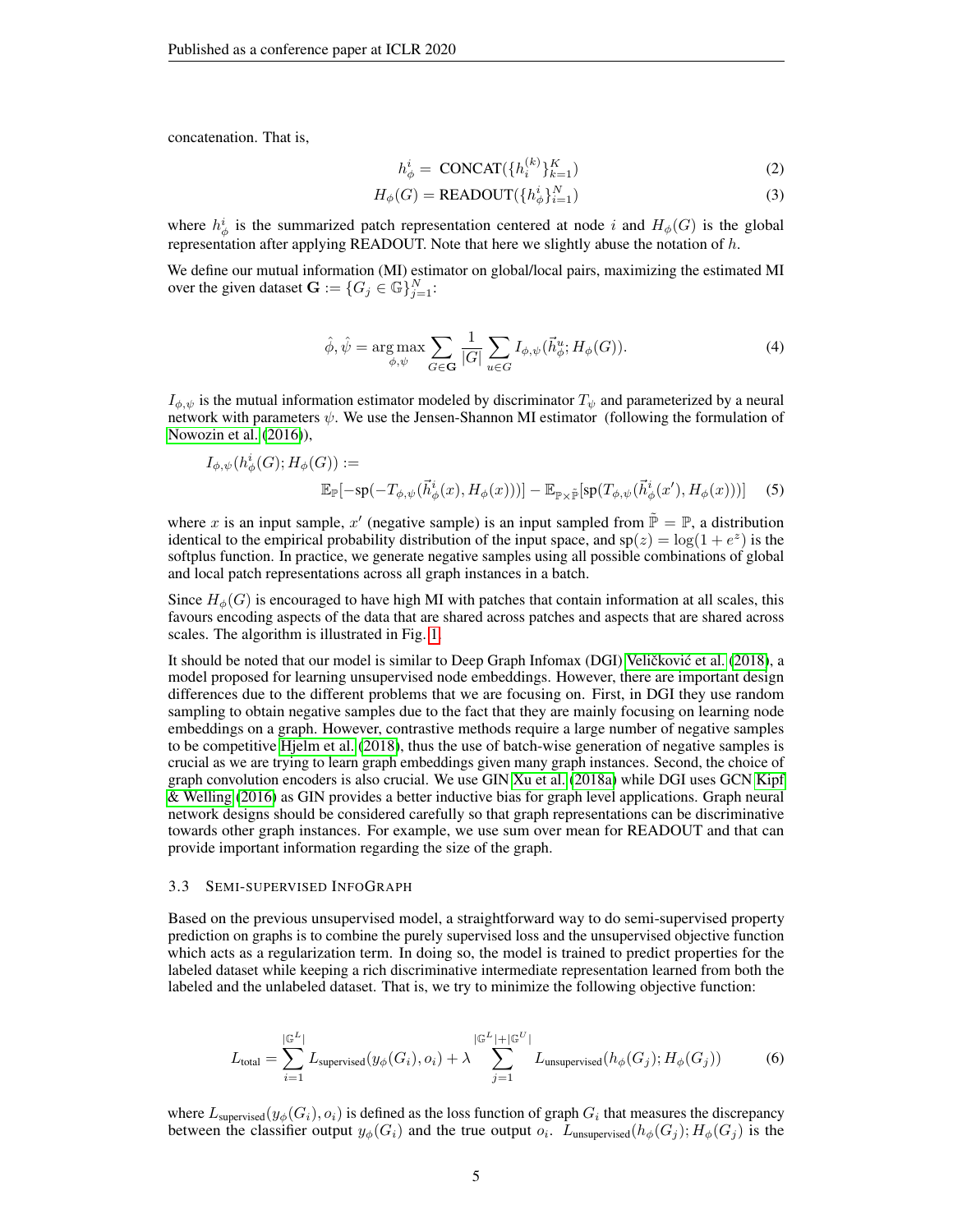concatenation. That is,

$$h_{\phi}^{i} = \text{ CONCAT}(\{h_i^{(k)}\}_{k=1}^{K}) \tag{2}$$

$$H_{\phi}(G) = \text{READOUT}(\{h_{\phi}^{i}\}_{i=1}^{N}) \tag{3}$$

where $h_{\phi}^{i}$ is the summarized patch representation centered at node $i$ and $H_{\phi}(G)$ is the global representation after applying READOUT. Note that here we slightly abuse the notation of $h$.

We define our mutual information (MI) estimator on global/local pairs, maximizing the estimated MI over the given dataset $\mathbf{G} := \{G_j \in \mathbb{G}\}_{j=1}^{N}$:

$$\hat{\phi}, \hat{\psi} = \underset{\phi,\psi}{\arg\max} \sum_{G \in \mathbf{G}} \frac{1}{|G|} \sum_{u \in G} I_{\phi,\psi}(\vec{h}_{\phi}^{u}; H_{\phi}(G)). \tag{4}$$

$I_{\phi,\psi}$ is the mutual information estimator modeled by discriminator $T_{\psi}$ and parameterized by a neural network with parameters $\psi$. We use the Jensen-Shannon MI estimator (following the formulation of Nowozin et al. (2016)),

$$I_{\phi,\psi}(h_{\phi}^{i}(G); H_{\phi}(G)) :=$$
$$\mathbb{E}_{\mathbb{P}}[-\text{sp}(-T_{\phi,\psi}(\vec{h}_{\phi}^{i}(x), H_{\phi}(x)))] - \mathbb{E}_{\mathbb{P}\times\tilde{\mathbb{P}}}[\text{sp}(T_{\phi,\psi}(\vec{h}_{\phi}^{i}(x'), H_{\phi}(x)))] \tag{5}$$

where $x$ is an input sample, $x'$ (negative sample) is an input sampled from $\tilde{\mathbb{P}} = \mathbb{P}$, a distribution identical to the empirical probability distribution of the input space, and $\text{sp}(z) = \log(1 + e^z)$ is the softplus function. In practice, we generate negative samples using all possible combinations of global and local patch representations across all graph instances in a batch.

Since $H_{\phi}(G)$ is encouraged to have high MI with patches that contain information at all scales, this favours encoding aspects of the data that are shared across patches and aspects that are shared across scales. The algorithm is illustrated in Fig. 1.

It should be noted that our model is similar to Deep Graph Infomax (DGI) Veličković et al. (2018), a model proposed for learning unsupervised node embeddings. However, there are important design differences due to the different problems that we are focusing on. First, in DGI they use random sampling to obtain negative samples due to the fact that they are mainly focusing on learning node embeddings on a graph. However, contrastive methods require a large number of negative samples to be competitive Hjelm et al. (2018), thus the use of batch-wise generation of negative samples is crucial as we are trying to learn graph embeddings given many graph instances. Second, the choice of graph convolution encoders is also crucial. We use GIN Xu et al. (2018a) while DGI uses GCN Kipf & Welling (2016) as GIN provides a better inductive bias for graph level applications. Graph neural network designs should be considered carefully so that graph representations can be discriminative towards other graph instances. For example, we use sum over mean for READOUT and that can provide important information regarding the size of the graph.

### 3.3 Semi-supervised InfoGraph

Based on the previous unsupervised model, a straightforward way to do semi-supervised property prediction on graphs is to combine the purely supervised loss and the unsupervised objective function which acts as a regularization term. In doing so, the model is trained to predict properties for the labeled dataset while keeping a rich discriminative intermediate representation learned from both the labeled and the unlabeled dataset. That is, we try to minimize the following objective function:

$$L_{\text{total}} = \sum_{i=1}^{|\mathbb{G}^L|} L_{\text{supervised}}(y_{\phi}(G_i), o_i) + \lambda \sum_{j=1}^{|\mathbb{G}^L|+|\mathbb{G}^U|} L_{\text{unsupervised}}(h_{\phi}(G_j); H_{\phi}(G_j)) \tag{6}$$

where $L_{\text{supervised}}(y_{\phi}(G_i), o_i)$ is defined as the loss function of graph $G_i$ that measures the discrepancy between the classifier output $y_{\phi}(G_i)$ and the true output $o_i$. $L_{\text{unsupervised}}(h_{\phi}(G_j); H_{\phi}(G_j)$ is the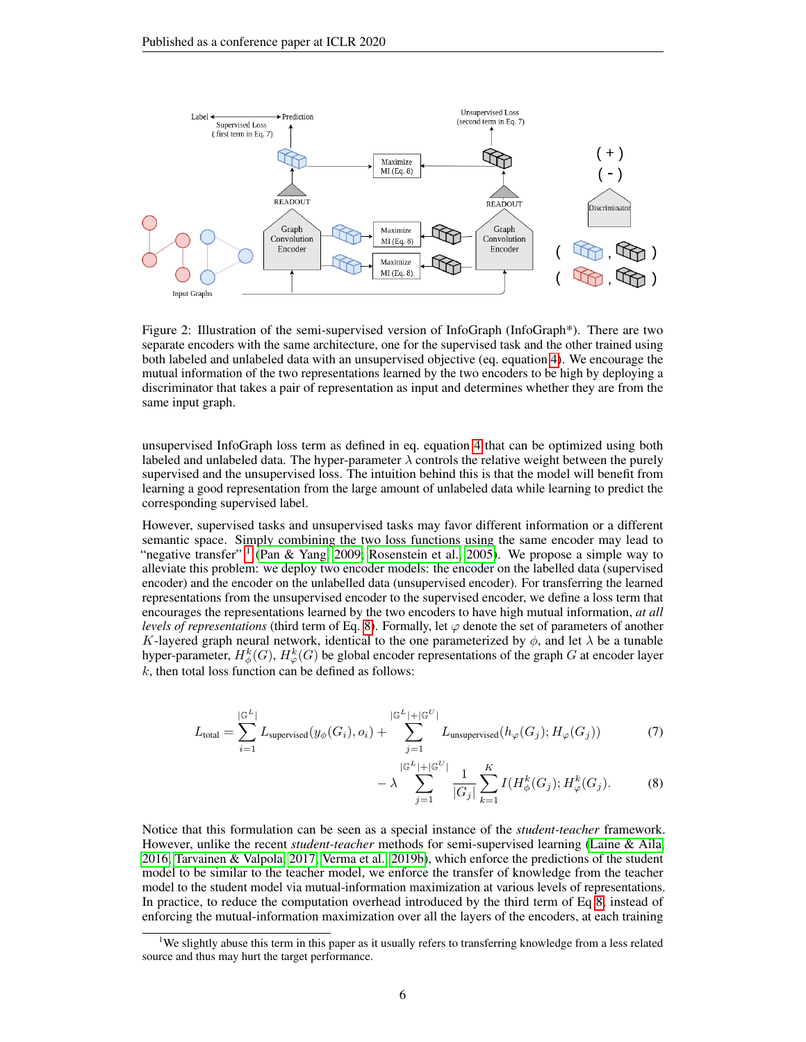Figure 2: Illustration of the semi-supervised version of InfoGraph (InfoGraph*). There are two separate encoders with the same architecture, one for the supervised task and the other trained using both labeled and unlabeled data with an unsupervised objective (eq. equation 4). We encourage the mutual information of the two representations learned by the two encoders to be high by deploying a discriminator that takes a pair of representation as input and determines whether they are from the same input graph.

unsupervised InfoGraph loss term as defined in eq. equation 4 that can be optimized using both labeled and unlabeled data. The hyper-parameter $\lambda$ controls the relative weight between the purely supervised and the unsupervised loss. The intuition behind this is that the model will benefit from learning a good representation from the large amount of unlabeled data while learning to predict the corresponding supervised label.

However, supervised tasks and unsupervised tasks may favor different information or a different semantic space. Simply combining the two loss functions using the same encoder may lead to "negative transfer" [1] (Pan & Yang, 2009; Rosenstein et al., 2005). We propose a simple way to alleviate this problem: we deploy two encoder models: the encoder on the labelled data (supervised encoder) and the encoder on the unlabelled data (unsupervised encoder). For transferring the learned representations from the unsupervised encoder to the supervised encoder, we define a loss term that encourages the representations learned by the two encoders to have high mutual information, *at all levels of representations* (third term of Eq. 8). Formally, let $\varphi$ denote the set of parameters of another $K$-layered graph neural network, identical to the one parameterized by $\phi$, and let $\lambda$ be a tunable hyper-parameter, $H_\phi^k(G)$, $H_\varphi^k(G)$ be global encoder representations of the graph $G$ at encoder layer $k$, then total loss function can be defined as follows:

$$L_{\text{total}} = \sum_{i=1}^{|\mathbb{G}^L|} L_{\text{supervised}}(y_\phi(G_i), o_i) + \sum_{j=1}^{|\mathbb{G}^L|+|\mathbb{G}^U|} L_{\text{unsupervised}}(h_\varphi(G_j); H_\varphi(G_j)) \tag{7}$$

$$- \lambda \sum_{j=1}^{|\mathbb{G}^L|+|\mathbb{G}^U|} \frac{1}{|G_j|} \sum_{k=1}^{K} I(H_\phi^k(G_j); H_\varphi^k(G_j)). \tag{8}$$

Notice that this formulation can be seen as a special instance of the *student-teacher* framework. However, unlike the recent *student-teacher* methods for semi-supervised learning (Laine & Aila, 2016; Tarvainen & Valpola, 2017; Verma et al., 2019b), which enforce the predictions of the student model to be similar to the teacher model, we enforce the transfer of knowledge from the teacher model to the student model via mutual-information maximization at various levels of representations. In practice, to reduce the computation overhead introduced by the third term of Eq 8, instead of enforcing the mutual-information maximization over all the layers of the encoders, at each training

[1] We slightly abuse this term in this paper as it usually refers to transferring knowledge from a less related source and thus may hurt the target performance.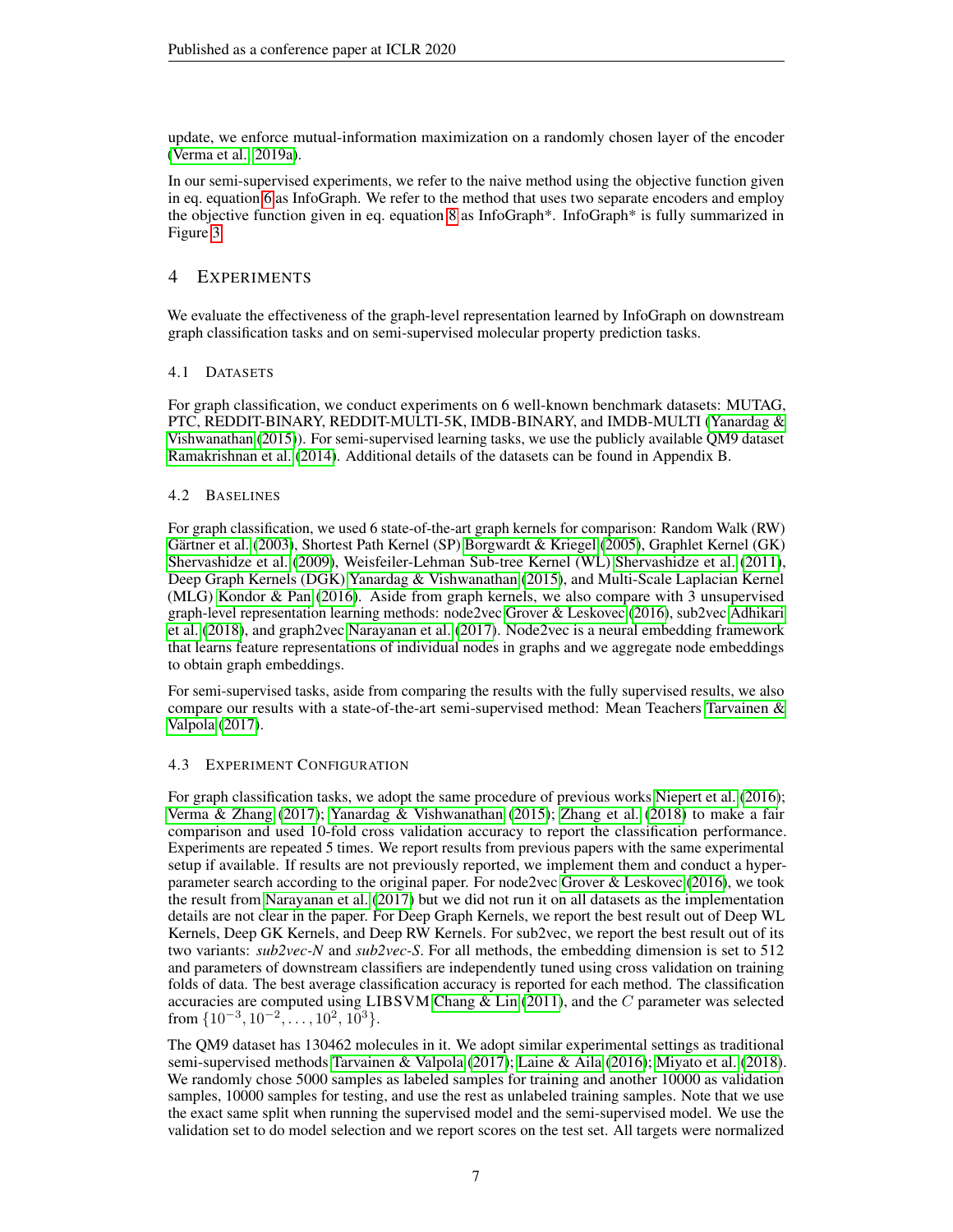update, we enforce mutual-information maximization on a randomly chosen layer of the encoder (Verma et al., 2019a).

In our semi-supervised experiments, we refer to the naive method using the objective function given in eq. equation 6 as InfoGraph. We refer to the method that uses two separate encoders and employ the objective function given in eq. equation 8 as InfoGraph*. InfoGraph* is fully summarized in Figure 3.

## 4 Experiments

We evaluate the effectiveness of the graph-level representation learned by InfoGraph on downstream graph classification tasks and on semi-supervised molecular property prediction tasks.

### 4.1 Datasets

For graph classification, we conduct experiments on 6 well-known benchmark datasets: MUTAG, PTC, REDDIT-BINARY, REDDIT-MULTI-5K, IMDB-BINARY, and IMDB-MULTI (Yanardag & Vishwanathan (2015)). For semi-supervised learning tasks, we use the publicly available QM9 dataset Ramakrishnan et al. (2014). Additional details of the datasets can be found in Appendix B.

### 4.2 Baselines

For graph classification, we used 6 state-of-the-art graph kernels for comparison: Random Walk (RW) Gärtner et al. (2003), Shortest Path Kernel (SP) Borgwardt & Kriegel (2005), Graphlet Kernel (GK) Shervashidze et al. (2009), Weisfeiler-Lehman Sub-tree Kernel (WL) Shervashidze et al. (2011), Deep Graph Kernels (DGK) Yanardag & Vishwanathan (2015), and Multi-Scale Laplacian Kernel (MLG) Kondor & Pan (2016). Aside from graph kernels, we also compare with 3 unsupervised graph-level representation learning methods: node2vec Grover & Leskovec (2016), sub2vec Adhikari et al. (2018), and graph2vec Narayanan et al. (2017). Node2vec is a neural embedding framework that learns feature representations of individual nodes in graphs and we aggregate node embeddings to obtain graph embeddings.

For semi-supervised tasks, aside from comparing the results with the fully supervised results, we also compare our results with a state-of-the-art semi-supervised method: Mean Teachers Tarvainen & Valpola (2017).

### 4.3 Experiment Configuration

For graph classification tasks, we adopt the same procedure of previous works Niepert et al. (2016); Verma & Zhang (2017); Yanardag & Vishwanathan (2015); Zhang et al. (2018) to make a fair comparison and used 10-fold cross validation accuracy to report the classification performance. Experiments are repeated 5 times. We report results from previous papers with the same experimental setup if available. If results are not previously reported, we implement them and conduct a hyper-parameter search according to the original paper. For node2vec Grover & Leskovec (2016), we took the result from Narayanan et al. (2017) but we did not run it on all datasets as the implementation details are not clear in the paper. For Deep Graph Kernels, we report the best result out of Deep WL Kernels, Deep GK Kernels, and Deep RW Kernels. For sub2vec, we report the best result out of its two variants: *sub2vec-N* and *sub2vec-S*. For all methods, the embedding dimension is set to 512 and parameters of downstream classifiers are independently tuned using cross validation on training folds of data. The best average classification accuracy is reported for each method. The classification accuracies are computed using LIBSVM Chang & Lin (2011), and the $C$ parameter was selected from $\{10^{-3}, 10^{-2}, \ldots, 10^{2}, 10^{3}\}$.

The QM9 dataset has 130462 molecules in it. We adopt similar experimental settings as traditional semi-supervised methods Tarvainen & Valpola (2017); Laine & Aila (2016); Miyato et al. (2018). We randomly chose 5000 samples as labeled samples for training and another 10000 as validation samples, 10000 samples for testing, and use the rest as unlabeled training samples. Note that we use the exact same split when running the supervised model and the semi-supervised model. We use the validation set to do model selection and we report scores on the test set. All targets were normalized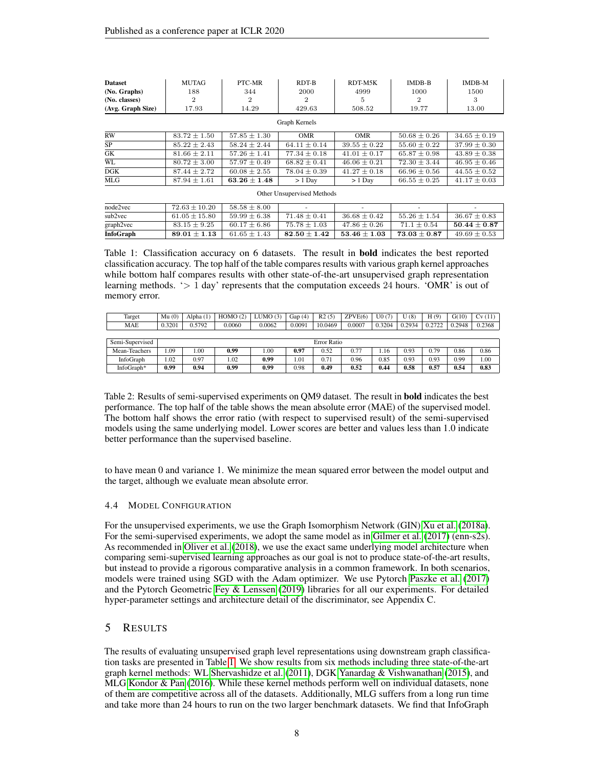| Dataset | MUTAG | PTC-MR | RDT-B | RDT-M5K | IMDB-B | IMDB-M |
|---|---|---|---|---|---|---|
| (No. Graphs) | 188 | 344 | 2000 | 4999 | 1000 | 1500 |
| (No. classes) | 2 | 2 | 2 | 5 | 2 | 3 |
| (Avg. Graph Size) | 17.93 | 14.29 | 429.63 | 508.52 | 19.77 | 13.00 |
| Graph Kernels | | | | | | |
| RW | $83.72 \pm 1.50$ | $57.85 \pm 1.30$ | OMR | OMR | $50.68 \pm 0.26$ | $34.65 \pm 0.19$ |
| SP | $85.22 \pm 2.43$ | $58.24 \pm 2.44$ | $64.11 \pm 0.14$ | $39.55 \pm 0.22$ | $55.60 \pm 0.22$ | $37.99 \pm 0.30$ |
| GK | $81.66 \pm 2.11$ | $57.26 \pm 1.41$ | $77.34 \pm 0.18$ | $41.01 \pm 0.17$ | $65.87 \pm 0.98$ | $43.89 \pm 0.38$ |
| WL | $80.72 \pm 3.00$ | $57.97 \pm 0.49$ | $68.82 \pm 0.41$ | $46.06 \pm 0.21$ | $72.30 \pm 3.44$ | $46.95 \pm 0.46$ |
| DGK | $87.44 \pm 2.72$ | $60.08 \pm 2.55$ | $78.04 \pm 0.39$ | $41.27 \pm 0.18$ | $66.96 \pm 0.56$ | $44.55 \pm 0.52$ |
| MLG | $87.94 \pm 1.61$ | $\mathbf{63.26 \pm 1.48}$ | > 1 Day | > 1 Day | $66.55 \pm 0.25$ | $41.17 \pm 0.03$ |
| Other Unsupervised Methods | | | | | | |
| node2vec | $72.63 \pm 10.20$ | $58.58 \pm 8.00$ | - | - | - | - |
| sub2vec | $61.05 \pm 15.80$ | $59.99 \pm 6.38$ | $71.48 \pm 0.41$ | $36.68 \pm 0.42$ | $55.26 \pm 1.54$ | $36.67 \pm 0.83$ |
| graph2vec | $83.15 \pm 9.25$ | $60.17 \pm 6.86$ | $75.78 \pm 1.03$ | $47.86 \pm 0.26$ | $71.1 \pm 0.54$ | $\mathbf{50.44 \pm 0.87}$ |
| **InfoGraph** | $\mathbf{89.01 \pm 1.13}$ | $61.65 \pm 1.43$ | $\mathbf{82.50 \pm 1.42}$ | $\mathbf{53.46 \pm 1.03}$ | $\mathbf{73.03 \pm 0.87}$ | $49.69 \pm 0.53$ |

Table 1: Classification accuracy on 6 datasets. The result in **bold** indicates the best reported classification accuracy. The top half of the table compares results with various graph kernel approaches while bottom half compares results with other state-of-the-art unsupervised graph representation learning methods. '$>$ 1 day' represents that the computation exceeds 24 hours. 'OMR' is out of memory error.

| Target | Mu (0) | Alpha (1) | HOMO (2) | LUMO (3) | Gap (4) | R2 (5) | ZPVE(6) | U0 (7) | U (8) | H (9) | G(10) | Cv (11) |
|---|---|---|---|---|---|---|---|---|---|---|---|---|
| MAE | 0.3201 | 0.5792 | 0.0060 | 0.0062 | 0.0091 | 10.0469 | 0.0007 | 0.3204 | 0.2934 | 0.2722 | 0.2948 | 0.2368 |

| Semi-Supervised | Error Ratio | | | | | | | | | | | |
|---|---|---|---|---|---|---|---|---|---|---|---|---|
| Mean-Teachers | 1.09 | 1.00 | **0.99** | 1.00 | **0.97** | 0.52 | 0.77 | 1.16 | 0.93 | 0.79 | 0.86 | 0.86 |
| InfoGraph | 1.02 | 0.97 | 1.02 | **0.99** | 1.01 | 0.71 | 0.96 | 0.85 | 0.93 | 0.93 | 0.99 | 1.00 |
| InfoGraph* | **0.99** | **0.94** | **0.99** | **0.99** | 0.98 | **0.49** | **0.52** | **0.44** | **0.58** | **0.57** | **0.54** | **0.83** |

Table 2: Results of semi-supervised experiments on QM9 dataset. The result in **bold** indicates the best performance. The top half of the table shows the mean absolute error (MAE) of the supervised model. The bottom half shows the error ratio (with respect to supervised result) of the semi-supervised models using the same underlying model. Lower scores are better and values less than 1.0 indicate better performance than the supervised baseline.

to have mean 0 and variance 1. We minimize the mean squared error between the model output and the target, although we evaluate mean absolute error.

### 4.4 Model Configuration

For the unsupervised experiments, we use the Graph Isomorphism Network (GIN) Xu et al. (2018a). For the semi-supervised experiments, we adopt the same model as in Gilmer et al. (2017) (enn-s2s). As recommended in Oliver et al. (2018), we use the exact same underlying model architecture when comparing semi-supervised learning approaches as our goal is not to produce state-of-the-art results, but instead to provide a rigorous comparative analysis in a common framework. In both scenarios, models were trained using SGD with the Adam optimizer. We use Pytorch Paszke et al. (2017) and the Pytorch Geometric Fey & Lenssen (2019) libraries for all our experiments. For detailed hyper-parameter settings and architecture detail of the discriminator, see Appendix C.

## 5 Results

The results of evaluating unsupervised graph level representations using downstream graph classification tasks are presented in Table 1. We show results from six methods including three state-of-the-art graph kernel methods: WL Shervashidze et al. (2011), DGK Yanardag & Vishwanathan (2015), and MLG Kondor & Pan (2016). While these kernel methods perform well on individual datasets, none of them are competitive across all of the datasets. Additionally, MLG suffers from a long run time and take more than 24 hours to run on the two larger benchmark datasets. We find that InfoGraph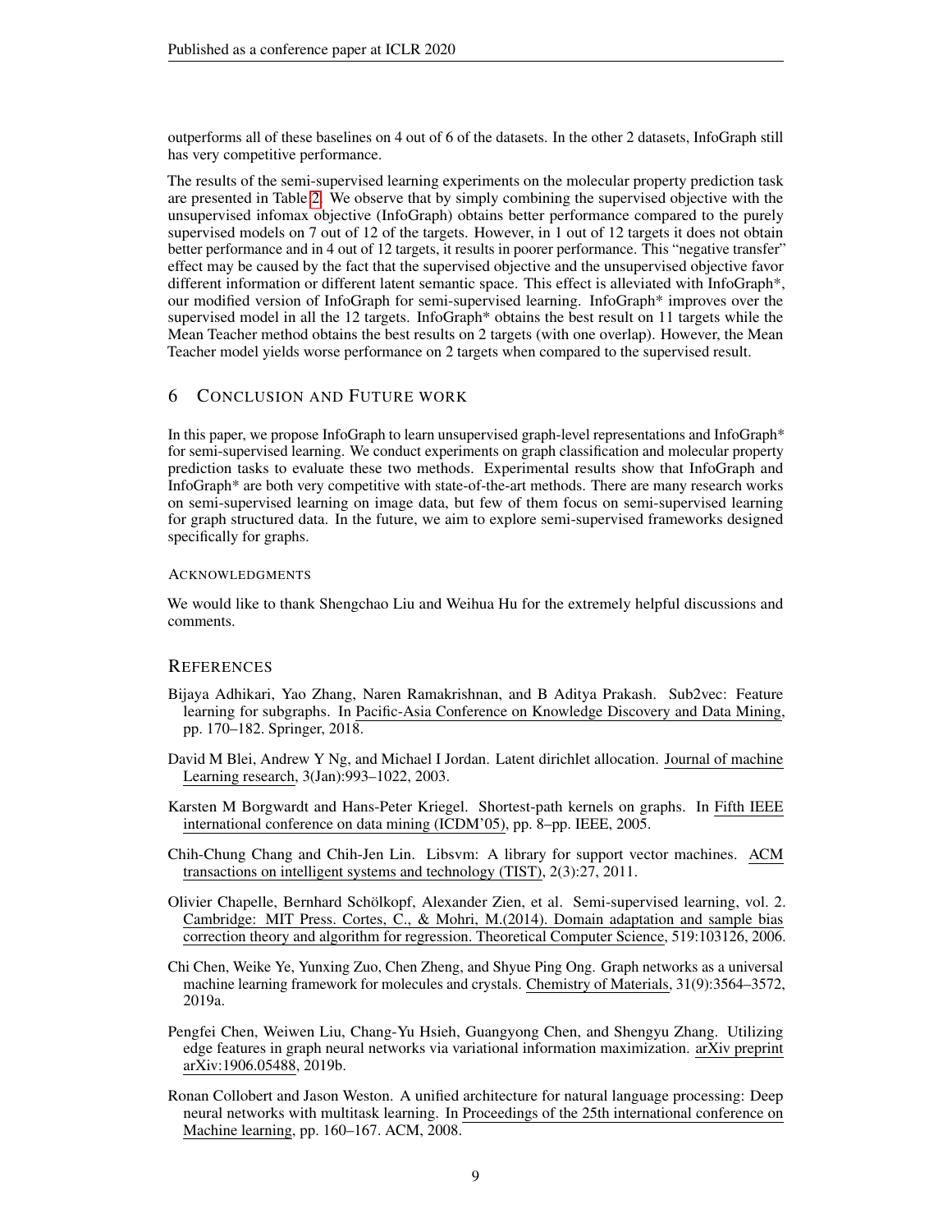outperforms all of these baselines on 4 out of 6 of the datasets. In the other 2 datasets, InfoGraph still has very competitive performance.

The results of the semi-supervised learning experiments on the molecular property prediction task are presented in Table 2. We observe that by simply combining the supervised objective with the unsupervised infomax objective (InfoGraph) obtains better performance compared to the purely supervised models on 7 out of 12 of the targets. However, in 1 out of 12 targets it does not obtain better performance and in 4 out of 12 targets, it results in poorer performance. This "negative transfer" effect may be caused by the fact that the supervised objective and the unsupervised objective favor different information or different latent semantic space. This effect is alleviated with InfoGraph*, our modified version of InfoGraph for semi-supervised learning. InfoGraph* improves over the supervised model in all the 12 targets. InfoGraph* obtains the best result on 11 targets while the Mean Teacher method obtains the best results on 2 targets (with one overlap). However, the Mean Teacher model yields worse performance on 2 targets when compared to the supervised result.

## 6 Conclusion and Future Work

In this paper, we propose InfoGraph to learn unsupervised graph-level representations and InfoGraph* for semi-supervised learning. We conduct experiments on graph classification and molecular property prediction tasks to evaluate these two methods. Experimental results show that InfoGraph and InfoGraph* are both very competitive with state-of-the-art methods. There are many research works on semi-supervised learning on image data, but few of them focus on semi-supervised learning for graph structured data. In the future, we aim to explore semi-supervised frameworks designed specifically for graphs.

### Acknowledgments

We would like to thank Shengchao Liu and Weihua Hu for the extremely helpful discussions and comments.

## References

Bijaya Adhikari, Yao Zhang, Naren Ramakrishnan, and B Aditya Prakash. Sub2vec: Feature learning for subgraphs. In Pacific-Asia Conference on Knowledge Discovery and Data Mining, pp. 170–182. Springer, 2018.

David M Blei, Andrew Y Ng, and Michael I Jordan. Latent dirichlet allocation. Journal of machine Learning research, 3(Jan):993–1022, 2003.

Karsten M Borgwardt and Hans-Peter Kriegel. Shortest-path kernels on graphs. In Fifth IEEE international conference on data mining (ICDM'05), pp. 8–pp. IEEE, 2005.

Chih-Chung Chang and Chih-Jen Lin. Libsvm: A library for support vector machines. ACM transactions on intelligent systems and technology (TIST), 2(3):27, 2011.

Olivier Chapelle, Bernhard Schölkopf, Alexander Zien, et al. Semi-supervised learning, vol. 2. Cambridge: MIT Press. Cortes, C., & Mohri, M.(2014). Domain adaptation and sample bias correction theory and algorithm for regression. Theoretical Computer Science, 519:103126, 2006.

Chi Chen, Weike Ye, Yunxing Zuo, Chen Zheng, and Shyue Ping Ong. Graph networks as a universal machine learning framework for molecules and crystals. Chemistry of Materials, 31(9):3564–3572, 2019a.

Pengfei Chen, Weiwen Liu, Chang-Yu Hsieh, Guangyong Chen, and Shengyu Zhang. Utilizing edge features in graph neural networks via variational information maximization. arXiv preprint arXiv:1906.05488, 2019b.

Ronan Collobert and Jason Weston. A unified architecture for natural language processing: Deep neural networks with multitask learning. In Proceedings of the 25th international conference on Machine learning, pp. 160–167. ACM, 2008.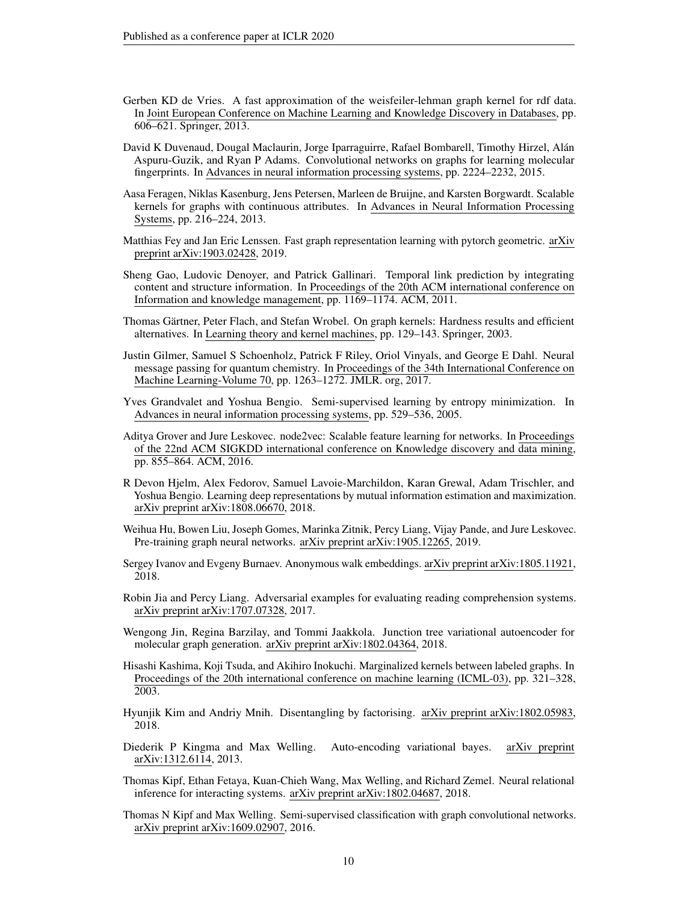Gerben KD de Vries. A fast approximation of the weisfeiler-lehman graph kernel for rdf data. In Joint European Conference on Machine Learning and Knowledge Discovery in Databases, pp. 606–621. Springer, 2013.

David K Duvenaud, Dougal Maclaurin, Jorge Iparraguirre, Rafael Bombarell, Timothy Hirzel, Alán Aspuru-Guzik, and Ryan P Adams. Convolutional networks on graphs for learning molecular fingerprints. In Advances in neural information processing systems, pp. 2224–2232, 2015.

Aasa Feragen, Niklas Kasenburg, Jens Petersen, Marleen de Bruijne, and Karsten Borgwardt. Scalable kernels for graphs with continuous attributes. In Advances in Neural Information Processing Systems, pp. 216–224, 2013.

Matthias Fey and Jan Eric Lenssen. Fast graph representation learning with pytorch geometric. arXiv preprint arXiv:1903.02428, 2019.

Sheng Gao, Ludovic Denoyer, and Patrick Gallinari. Temporal link prediction by integrating content and structure information. In Proceedings of the 20th ACM international conference on Information and knowledge management, pp. 1169–1174. ACM, 2011.

Thomas Gärtner, Peter Flach, and Stefan Wrobel. On graph kernels: Hardness results and efficient alternatives. In Learning theory and kernel machines, pp. 129–143. Springer, 2003.

Justin Gilmer, Samuel S Schoenholz, Patrick F Riley, Oriol Vinyals, and George E Dahl. Neural message passing for quantum chemistry. In Proceedings of the 34th International Conference on Machine Learning-Volume 70, pp. 1263–1272. JMLR. org, 2017.

Yves Grandvalet and Yoshua Bengio. Semi-supervised learning by entropy minimization. In Advances in neural information processing systems, pp. 529–536, 2005.

Aditya Grover and Jure Leskovec. node2vec: Scalable feature learning for networks. In Proceedings of the 22nd ACM SIGKDD international conference on Knowledge discovery and data mining, pp. 855–864. ACM, 2016.

R Devon Hjelm, Alex Fedorov, Samuel Lavoie-Marchildon, Karan Grewal, Adam Trischler, and Yoshua Bengio. Learning deep representations by mutual information estimation and maximization. arXiv preprint arXiv:1808.06670, 2018.

Weihua Hu, Bowen Liu, Joseph Gomes, Marinka Zitnik, Percy Liang, Vijay Pande, and Jure Leskovec. Pre-training graph neural networks. arXiv preprint arXiv:1905.12265, 2019.

Sergey Ivanov and Evgeny Burnaev. Anonymous walk embeddings. arXiv preprint arXiv:1805.11921, 2018.

Robin Jia and Percy Liang. Adversarial examples for evaluating reading comprehension systems. arXiv preprint arXiv:1707.07328, 2017.

Wengong Jin, Regina Barzilay, and Tommi Jaakkola. Junction tree variational autoencoder for molecular graph generation. arXiv preprint arXiv:1802.04364, 2018.

Hisashi Kashima, Koji Tsuda, and Akihiro Inokuchi. Marginalized kernels between labeled graphs. In Proceedings of the 20th international conference on machine learning (ICML-03), pp. 321–328, 2003.

Hyunjik Kim and Andriy Mnih. Disentangling by factorising. arXiv preprint arXiv:1802.05983, 2018.

Diederik P Kingma and Max Welling. Auto-encoding variational bayes. arXiv preprint arXiv:1312.6114, 2013.

Thomas Kipf, Ethan Fetaya, Kuan-Chieh Wang, Max Welling, and Richard Zemel. Neural relational inference for interacting systems. arXiv preprint arXiv:1802.04687, 2018.

Thomas N Kipf and Max Welling. Semi-supervised classification with graph convolutional networks. arXiv preprint arXiv:1609.02907, 2016.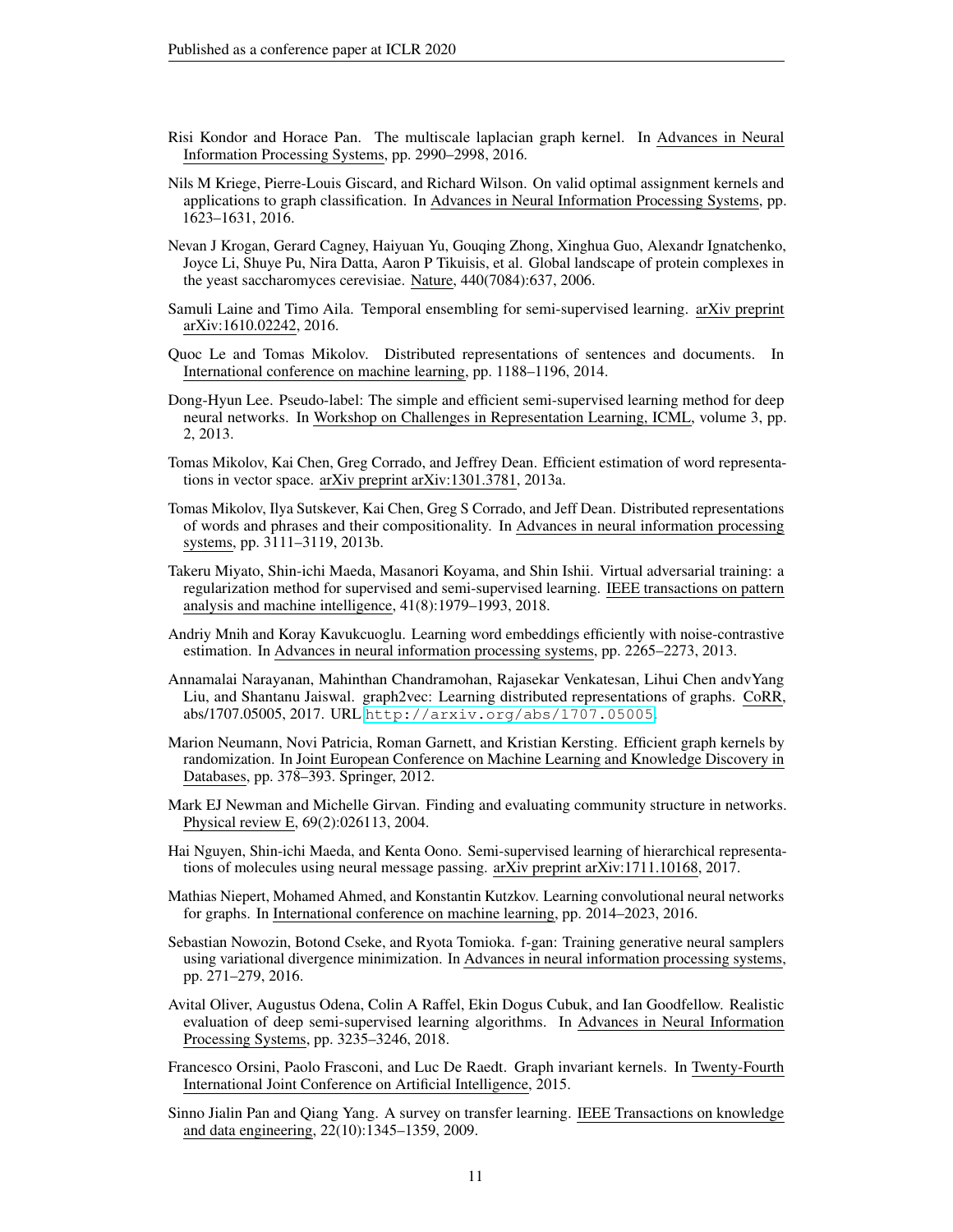Risi Kondor and Horace Pan. The multiscale laplacian graph kernel. In Advances in Neural Information Processing Systems, pp. 2990–2998, 2016.

Nils M Kriege, Pierre-Louis Giscard, and Richard Wilson. On valid optimal assignment kernels and applications to graph classification. In Advances in Neural Information Processing Systems, pp. 1623–1631, 2016.

Nevan J Krogan, Gerard Cagney, Haiyuan Yu, Gouqing Zhong, Xinghua Guo, Alexandr Ignatchenko, Joyce Li, Shuye Pu, Nira Datta, Aaron P Tikuisis, et al. Global landscape of protein complexes in the yeast saccharomyces cerevisiae. Nature, 440(7084):637, 2006.

Samuli Laine and Timo Aila. Temporal ensembling for semi-supervised learning. arXiv preprint arXiv:1610.02242, 2016.

Quoc Le and Tomas Mikolov. Distributed representations of sentences and documents. In International conference on machine learning, pp. 1188–1196, 2014.

Dong-Hyun Lee. Pseudo-label: The simple and efficient semi-supervised learning method for deep neural networks. In Workshop on Challenges in Representation Learning, ICML, volume 3, pp. 2, 2013.

Tomas Mikolov, Kai Chen, Greg Corrado, and Jeffrey Dean. Efficient estimation of word representations in vector space. arXiv preprint arXiv:1301.3781, 2013a.

Tomas Mikolov, Ilya Sutskever, Kai Chen, Greg S Corrado, and Jeff Dean. Distributed representations of words and phrases and their compositionality. In Advances in neural information processing systems, pp. 3111–3119, 2013b.

Takeru Miyato, Shin-ichi Maeda, Masanori Koyama, and Shin Ishii. Virtual adversarial training: a regularization method for supervised and semi-supervised learning. IEEE transactions on pattern analysis and machine intelligence, 41(8):1979–1993, 2018.

Andriy Mnih and Koray Kavukcuoglu. Learning word embeddings efficiently with noise-contrastive estimation. In Advances in neural information processing systems, pp. 2265–2273, 2013.

Annamalai Narayanan, Mahinthan Chandramohan, Rajasekar Venkatesan, Lihui Chen andvYang Liu, and Shantanu Jaiswal. graph2vec: Learning distributed representations of graphs. CoRR, abs/1707.05005, 2017. URL http://arxiv.org/abs/1707.05005.

Marion Neumann, Novi Patricia, Roman Garnett, and Kristian Kersting. Efficient graph kernels by randomization. In Joint European Conference on Machine Learning and Knowledge Discovery in Databases, pp. 378–393. Springer, 2012.

Mark EJ Newman and Michelle Girvan. Finding and evaluating community structure in networks. Physical review E, 69(2):026113, 2004.

Hai Nguyen, Shin-ichi Maeda, and Kenta Oono. Semi-supervised learning of hierarchical representations of molecules using neural message passing. arXiv preprint arXiv:1711.10168, 2017.

Mathias Niepert, Mohamed Ahmed, and Konstantin Kutzkov. Learning convolutional neural networks for graphs. In International conference on machine learning, pp. 2014–2023, 2016.

Sebastian Nowozin, Botond Cseke, and Ryota Tomioka. f-gan: Training generative neural samplers using variational divergence minimization. In Advances in neural information processing systems, pp. 271–279, 2016.

Avital Oliver, Augustus Odena, Colin A Raffel, Ekin Dogus Cubuk, and Ian Goodfellow. Realistic evaluation of deep semi-supervised learning algorithms. In Advances in Neural Information Processing Systems, pp. 3235–3246, 2018.

Francesco Orsini, Paolo Frasconi, and Luc De Raedt. Graph invariant kernels. In Twenty-Fourth International Joint Conference on Artificial Intelligence, 2015.

Sinno Jialin Pan and Qiang Yang. A survey on transfer learning. IEEE Transactions on knowledge and data engineering, 22(10):1345–1359, 2009.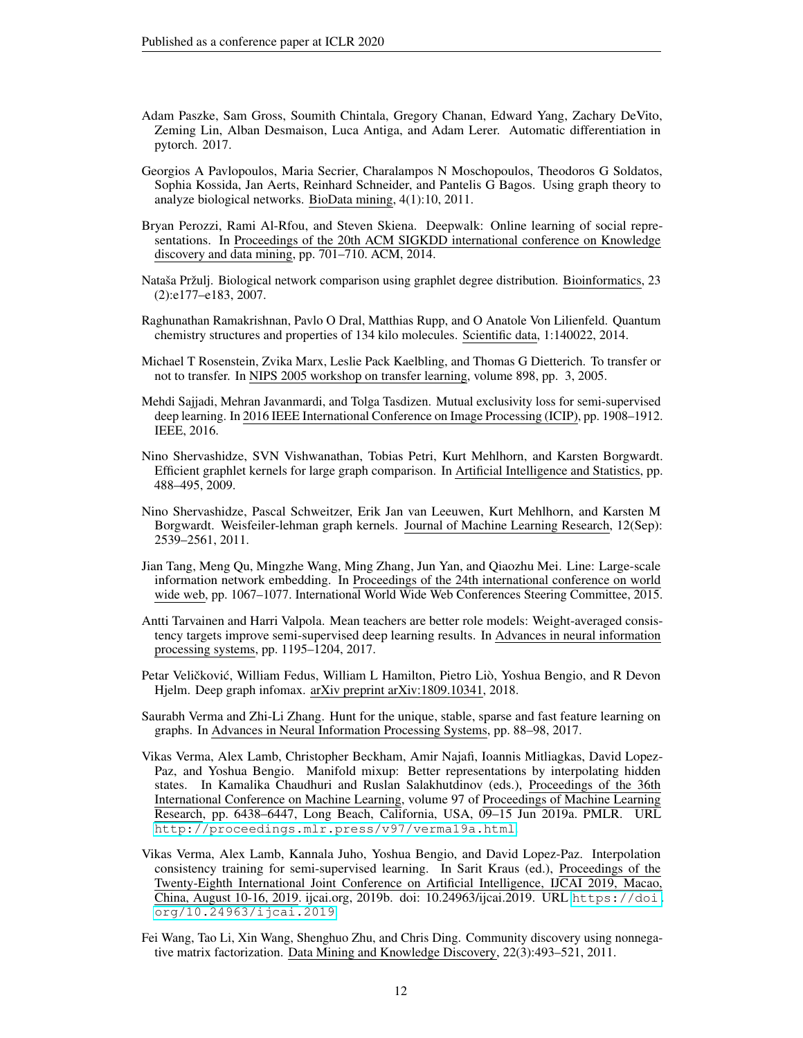Adam Paszke, Sam Gross, Soumith Chintala, Gregory Chanan, Edward Yang, Zachary DeVito, Zeming Lin, Alban Desmaison, Luca Antiga, and Adam Lerer. Automatic differentiation in pytorch. 2017.

Georgios A Pavlopoulos, Maria Secrier, Charalampos N Moschopoulos, Theodoros G Soldatos, Sophia Kossida, Jan Aerts, Reinhard Schneider, and Pantelis G Bagos. Using graph theory to analyze biological networks. BioData mining, 4(1):10, 2011.

Bryan Perozzi, Rami Al-Rfou, and Steven Skiena. Deepwalk: Online learning of social representations. In Proceedings of the 20th ACM SIGKDD international conference on Knowledge discovery and data mining, pp. 701–710. ACM, 2014.

Nataša Pržulj. Biological network comparison using graphlet degree distribution. Bioinformatics, 23 (2):e177–e183, 2007.

Raghunathan Ramakrishnan, Pavlo O Dral, Matthias Rupp, and O Anatole Von Lilienfeld. Quantum chemistry structures and properties of 134 kilo molecules. Scientific data, 1:140022, 2014.

Michael T Rosenstein, Zvika Marx, Leslie Pack Kaelbling, and Thomas G Dietterich. To transfer or not to transfer. In NIPS 2005 workshop on transfer learning, volume 898, pp. 3, 2005.

Mehdi Sajjadi, Mehran Javanmardi, and Tolga Tasdizen. Mutual exclusivity loss for semi-supervised deep learning. In 2016 IEEE International Conference on Image Processing (ICIP), pp. 1908–1912. IEEE, 2016.

Nino Shervashidze, SVN Vishwanathan, Tobias Petri, Kurt Mehlhorn, and Karsten Borgwardt. Efficient graphlet kernels for large graph comparison. In Artificial Intelligence and Statistics, pp. 488–495, 2009.

Nino Shervashidze, Pascal Schweitzer, Erik Jan van Leeuwen, Kurt Mehlhorn, and Karsten M Borgwardt. Weisfeiler-lehman graph kernels. Journal of Machine Learning Research, 12(Sep): 2539–2561, 2011.

Jian Tang, Meng Qu, Mingzhe Wang, Ming Zhang, Jun Yan, and Qiaozhu Mei. Line: Large-scale information network embedding. In Proceedings of the 24th international conference on world wide web, pp. 1067–1077. International World Wide Web Conferences Steering Committee, 2015.

Antti Tarvainen and Harri Valpola. Mean teachers are better role models: Weight-averaged consistency targets improve semi-supervised deep learning results. In Advances in neural information processing systems, pp. 1195–1204, 2017.

Petar Veličković, William Fedus, William L Hamilton, Pietro Liò, Yoshua Bengio, and R Devon Hjelm. Deep graph infomax. arXiv preprint arXiv:1809.10341, 2018.

Saurabh Verma and Zhi-Li Zhang. Hunt for the unique, stable, sparse and fast feature learning on graphs. In Advances in Neural Information Processing Systems, pp. 88–98, 2017.

Vikas Verma, Alex Lamb, Christopher Beckham, Amir Najafi, Ioannis Mitliagkas, David Lopez-Paz, and Yoshua Bengio. Manifold mixup: Better representations by interpolating hidden states. In Kamalika Chaudhuri and Ruslan Salakhutdinov (eds.), Proceedings of the 36th International Conference on Machine Learning, volume 97 of Proceedings of Machine Learning Research, pp. 6438–6447, Long Beach, California, USA, 09–15 Jun 2019a. PMLR. URL http://proceedings.mlr.press/v97/verma19a.html.

Vikas Verma, Alex Lamb, Kannala Juho, Yoshua Bengio, and David Lopez-Paz. Interpolation consistency training for semi-supervised learning. In Sarit Kraus (ed.), Proceedings of the Twenty-Eighth International Joint Conference on Artificial Intelligence, IJCAI 2019, Macao, China, August 10-16, 2019. ijcai.org, 2019b. doi: 10.24963/ijcai.2019. URL https://doi.org/10.24963/ijcai.2019.

Fei Wang, Tao Li, Xin Wang, Shenghuo Zhu, and Chris Ding. Community discovery using nonnegative matrix factorization. Data Mining and Knowledge Discovery, 22(3):493–521, 2011.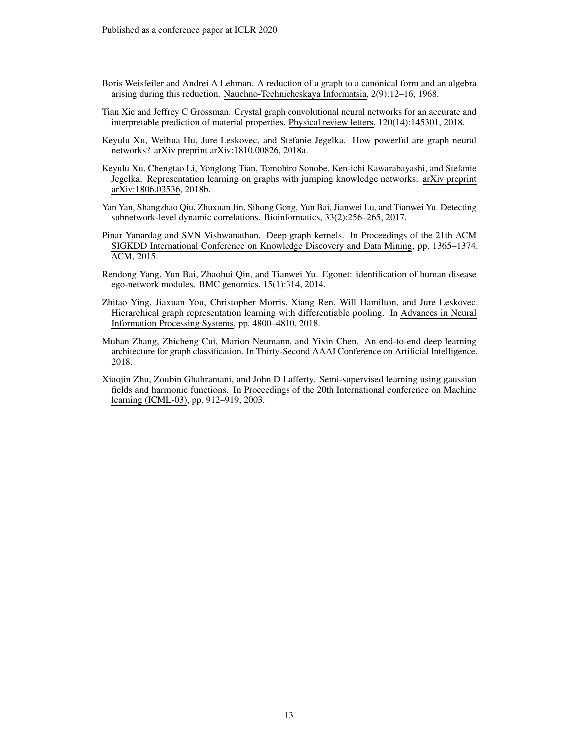Boris Weisfeiler and Andrei A Lehman. A reduction of a graph to a canonical form and an algebra arising during this reduction. Nauchno-Technicheskaya Informatsia, 2(9):12–16, 1968.

Tian Xie and Jeffrey C Grossman. Crystal graph convolutional neural networks for an accurate and interpretable prediction of material properties. Physical review letters, 120(14):145301, 2018.

Keyulu Xu, Weihua Hu, Jure Leskovec, and Stefanie Jegelka. How powerful are graph neural networks? arXiv preprint arXiv:1810.00826, 2018a.

Keyulu Xu, Chengtao Li, Yonglong Tian, Tomohiro Sonobe, Ken-ichi Kawarabayashi, and Stefanie Jegelka. Representation learning on graphs with jumping knowledge networks. arXiv preprint arXiv:1806.03536, 2018b.

Yan Yan, Shangzhao Qiu, Zhuxuan Jin, Sihong Gong, Yun Bai, Jianwei Lu, and Tianwei Yu. Detecting subnetwork-level dynamic correlations. Bioinformatics, 33(2):256–265, 2017.

Pinar Yanardag and SVN Vishwanathan. Deep graph kernels. In Proceedings of the 21th ACM SIGKDD International Conference on Knowledge Discovery and Data Mining, pp. 1365–1374. ACM, 2015.

Rendong Yang, Yun Bai, Zhaohui Qin, and Tianwei Yu. Egonet: identification of human disease ego-network modules. BMC genomics, 15(1):314, 2014.

Zhitao Ying, Jiaxuan You, Christopher Morris, Xiang Ren, Will Hamilton, and Jure Leskovec. Hierarchical graph representation learning with differentiable pooling. In Advances in Neural Information Processing Systems, pp. 4800–4810, 2018.

Muhan Zhang, Zhicheng Cui, Marion Neumann, and Yixin Chen. An end-to-end deep learning architecture for graph classification. In Thirty-Second AAAI Conference on Artificial Intelligence, 2018.

Xiaojin Zhu, Zoubin Ghahramani, and John D Lafferty. Semi-supervised learning using gaussian fields and harmonic functions. In Proceedings of the 20th International conference on Machine learning (ICML-03), pp. 912–919, 2003.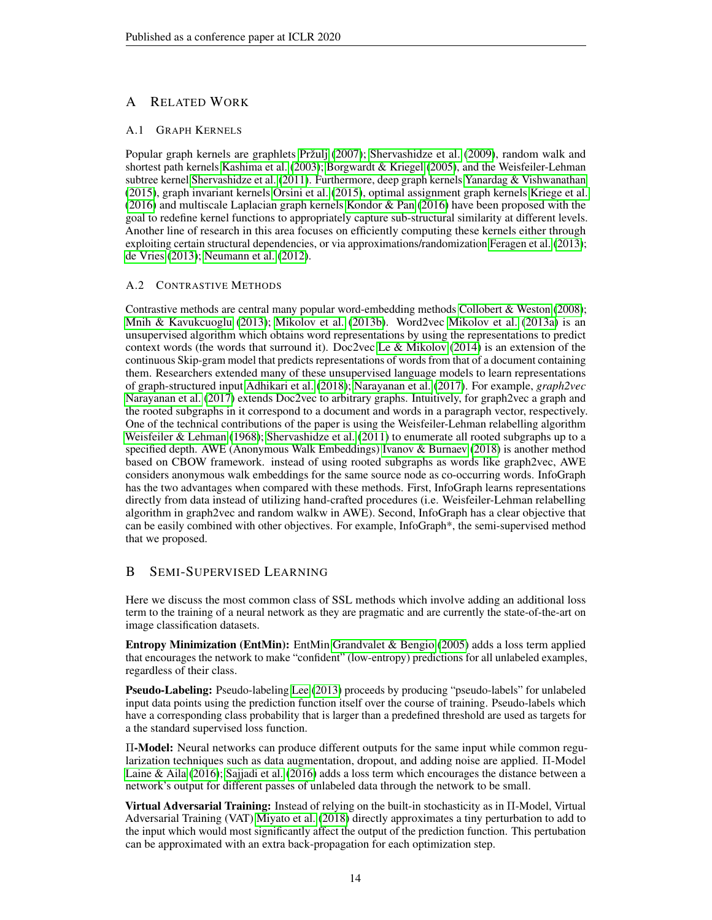# A Related Work

## A.1 Graph Kernels

Popular graph kernels are graphlets Pržulj (2007); Shervashidze et al. (2009), random walk and shortest path kernels Kashima et al. (2003); Borgwardt & Kriegel (2005), and the Weisfeiler-Lehman subtree kernel Shervashidze et al. (2011). Furthermore, deep graph kernels Yanardag & Vishwanathan (2015), graph invariant kernels Orsini et al. (2015), optimal assignment graph kernels Kriege et al. (2016) and multiscale Laplacian graph kernels Kondor & Pan (2016) have been proposed with the goal to redefine kernel functions to appropriately capture sub-structural similarity at different levels. Another line of research in this area focuses on efficiently computing these kernels either through exploiting certain structural dependencies, or via approximations/randomization Feragen et al. (2013); de Vries (2013); Neumann et al. (2012).

## A.2 Contrastive Methods

Contrastive methods are central many popular word-embedding methods Collobert & Weston (2008); Mnih & Kavukcuoglu (2013); Mikolov et al. (2013b). Word2vec Mikolov et al. (2013a) is an unsupervised algorithm which obtains word representations by using the representations to predict context words (the words that surround it). Doc2vec Le & Mikolov (2014) is an extension of the continuous Skip-gram model that predicts representations of words from that of a document containing them. Researchers extended many of these unsupervised language models to learn representations of graph-structured input Adhikari et al. (2018); Narayanan et al. (2017). For example, *graph2vec* Narayanan et al. (2017) extends Doc2vec to arbitrary graphs. Intuitively, for graph2vec a graph and the rooted subgraphs in it correspond to a document and words in a paragraph vector, respectively. One of the technical contributions of the paper is using the Weisfeiler-Lehman relabelling algorithm Weisfeiler & Lehman (1968); Shervashidze et al. (2011) to enumerate all rooted subgraphs up to a specified depth. AWE (Anonymous Walk Embeddings) Ivanov & Burnaev (2018) is another method based on CBOW framework. instead of using rooted subgraphs as words like graph2vec, AWE considers anonymous walk embeddings for the same source node as co-occurring words. InfoGraph has the two advantages when compared with these methods. First, InfoGraph learns representations directly from data instead of utilizing hand-crafted procedures (i.e. Weisfeiler-Lehman relabelling algorithm in graph2vec and random walkw in AWE). Second, InfoGraph has a clear objective that can be easily combined with other objectives. For example, InfoGraph*, the semi-supervised method that we proposed.

# B Semi-Supervised Learning

Here we discuss the most common class of SSL methods which involve adding an additional loss term to the training of a neural network as they are pragmatic and are currently the state-of-the-art on image classification datasets.

**Entropy Minimization (EntMin):** EntMin Grandvalet & Bengio (2005) adds a loss term applied that encourages the network to make "confident" (low-entropy) predictions for all unlabeled examples, regardless of their class.

**Pseudo-Labeling:** Pseudo-labeling Lee (2013) proceeds by producing "pseudo-labels" for unlabeled input data points using the prediction function itself over the course of training. Pseudo-labels which have a corresponding class probability that is larger than a predefined threshold are used as targets for a the standard supervised loss function.

**Π-Model:** Neural networks can produce different outputs for the same input while common regularization techniques such as data augmentation, dropout, and adding noise are applied. Π-Model Laine & Aila (2016); Sajjadi et al. (2016) adds a loss term which encourages the distance between a network's output for different passes of unlabeled data through the network to be small.

**Virtual Adversarial Training:** Instead of relying on the built-in stochasticity as in Π-Model, Virtual Adversarial Training (VAT) Miyato et al. (2018) directly approximates a tiny perturbation to add to the input which would most significantly affect the output of the prediction function. This pertubation can be approximated with an extra back-propagation for each optimization step.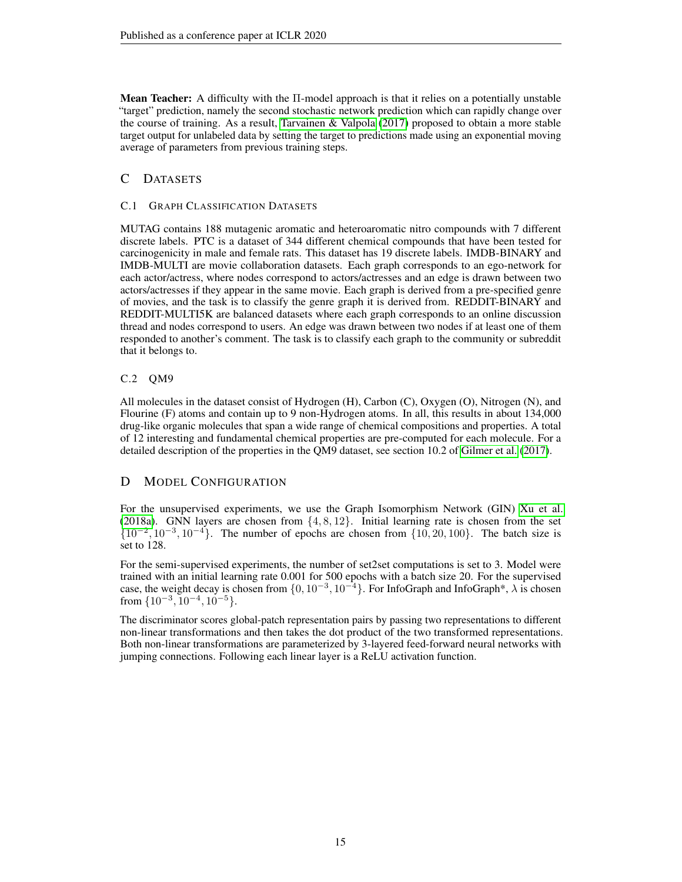**Mean Teacher:** A difficulty with the $\Pi$-model approach is that it relies on a potentially unstable "target" prediction, namely the second stochastic network prediction which can rapidly change over the course of training. As a result, Tarvainen & Valpola (2017) proposed to obtain a more stable target output for unlabeled data by setting the target to predictions made using an exponential moving average of parameters from previous training steps.

# C Datasets

## C.1 Graph Classification Datasets

MUTAG contains 188 mutagenic aromatic and heteroaromatic nitro compounds with 7 different discrete labels. PTC is a dataset of 344 different chemical compounds that have been tested for carcinogenicity in male and female rats. This dataset has 19 discrete labels. IMDB-BINARY and IMDB-MULTI are movie collaboration datasets. Each graph corresponds to an ego-network for each actor/actress, where nodes correspond to actors/actresses and an edge is drawn between two actors/actresses if they appear in the same movie. Each graph is derived from a pre-specified genre of movies, and the task is to classify the genre graph it is derived from. REDDIT-BINARY and REDDIT-MULTI5K are balanced datasets where each graph corresponds to an online discussion thread and nodes correspond to users. An edge was drawn between two nodes if at least one of them responded to another's comment. The task is to classify each graph to the community or subreddit that it belongs to.

## C.2 QM9

All molecules in the dataset consist of Hydrogen (H), Carbon (C), Oxygen (O), Nitrogen (N), and Flourine (F) atoms and contain up to 9 non-Hydrogen atoms. In all, this results in about 134,000 drug-like organic molecules that span a wide range of chemical compositions and properties. A total of 12 interesting and fundamental chemical properties are pre-computed for each molecule. For a detailed description of the properties in the QM9 dataset, see section 10.2 of Gilmer et al. (2017).

# D Model Configuration

For the unsupervised experiments, we use the Graph Isomorphism Network (GIN) Xu et al. (2018a). GNN layers are chosen from $\{4, 8, 12\}$. Initial learning rate is chosen from the set $\{10^{-2}, 10^{-3}, 10^{-4}\}$. The number of epochs are chosen from $\{10, 20, 100\}$. The batch size is set to 128.

For the semi-supervised experiments, the number of set2set computations is set to 3. Model were trained with an initial learning rate 0.001 for 500 epochs with a batch size 20. For the supervised case, the weight decay is chosen from $\{0, 10^{-3}, 10^{-4}\}$. For InfoGraph and InfoGraph*, $\lambda$ is chosen from $\{10^{-3}, 10^{-4}, 10^{-5}\}$.

The discriminator scores global-patch representation pairs by passing two representations to different non-linear transformations and then takes the dot product of the two transformed representations. Both non-linear transformations are parameterized by 3-layered feed-forward neural networks with jumping connections. Following each linear layer is a ReLU activation function.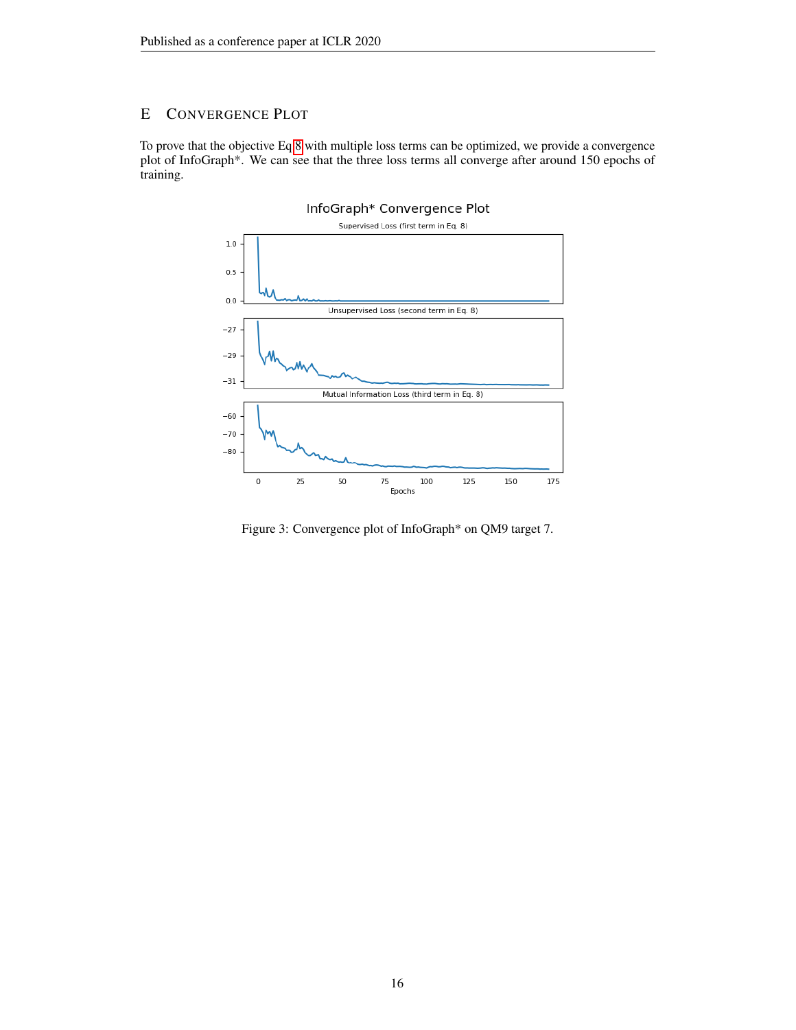# E Convergence Plot

To prove that the objective Eq 8 with multiple loss terms can be optimized, we provide a convergence plot of InfoGraph*. We can see that the three loss terms all converge after around 150 epochs of training.

InfoGraph* Convergence Plot

Supervised Loss (first term in Eq. 8)

1.0
0.5
0.0

Unsupervised Loss (second term in Eq. 8)

−27
−29
−31

Mutual Information Loss (third term in Eq. 8)

−60
−70
−80

0 25 50 75 100 125 150 175

Epochs

Figure 3: Convergence plot of InfoGraph* on QM9 target 7.